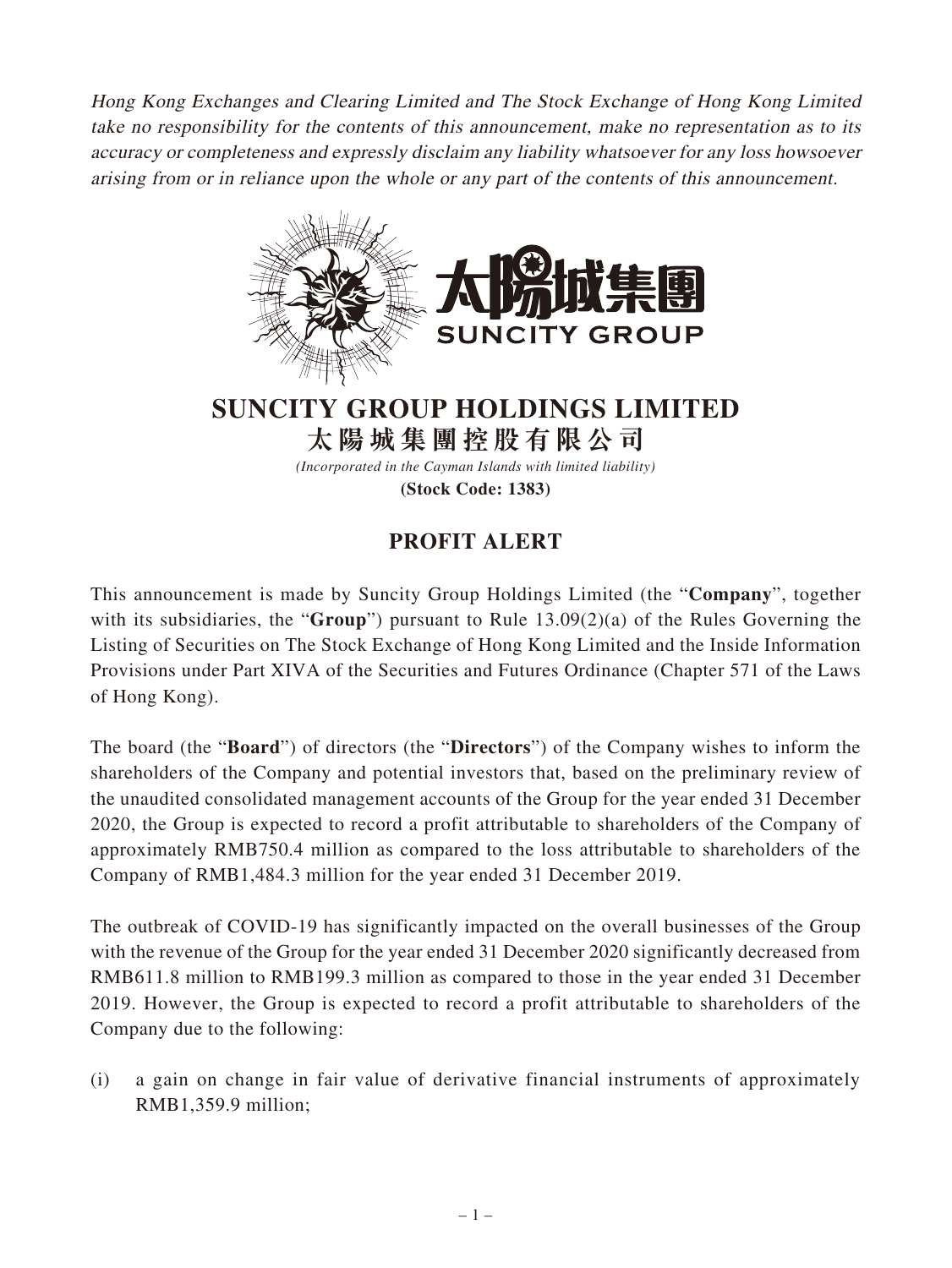*Hong Kong Exchanges and Clearing Limited and The Stock Exchange of Hong Kong Limited take no responsibility for the contents of this announcement, make no representation as to its accuracy or completeness and expressly disclaim any liability whatsoever for any loss howsoever arising from or in reliance upon the whole or any part of the contents of this announcement.*

太陽城集團
SUNCITY GROUP

# SUNCITY GROUP HOLDINGS LIMITED
# 太陽城集團控股有限公司

*(Incorporated in the Cayman Islands with limited liability)*
**(Stock Code: 1383)**

## PROFIT ALERT

This announcement is made by Suncity Group Holdings Limited (the "**Company**", together with its subsidiaries, the "**Group**") pursuant to Rule 13.09(2)(a) of the Rules Governing the Listing of Securities on The Stock Exchange of Hong Kong Limited and the Inside Information Provisions under Part XIVA of the Securities and Futures Ordinance (Chapter 571 of the Laws of Hong Kong).

The board (the "**Board**") of directors (the "**Directors**") of the Company wishes to inform the shareholders of the Company and potential investors that, based on the preliminary review of the unaudited consolidated management accounts of the Group for the year ended 31 December 2020, the Group is expected to record a profit attributable to shareholders of the Company of approximately RMB750.4 million as compared to the loss attributable to shareholders of the Company of RMB1,484.3 million for the year ended 31 December 2019.

The outbreak of COVID-19 has significantly impacted on the overall businesses of the Group with the revenue of the Group for the year ended 31 December 2020 significantly decreased from RMB611.8 million to RMB199.3 million as compared to those in the year ended 31 December 2019. However, the Group is expected to record a profit attributable to shareholders of the Company due to the following:

(i) a gain on change in fair value of derivative financial instruments of approximately RMB1,359.9 million;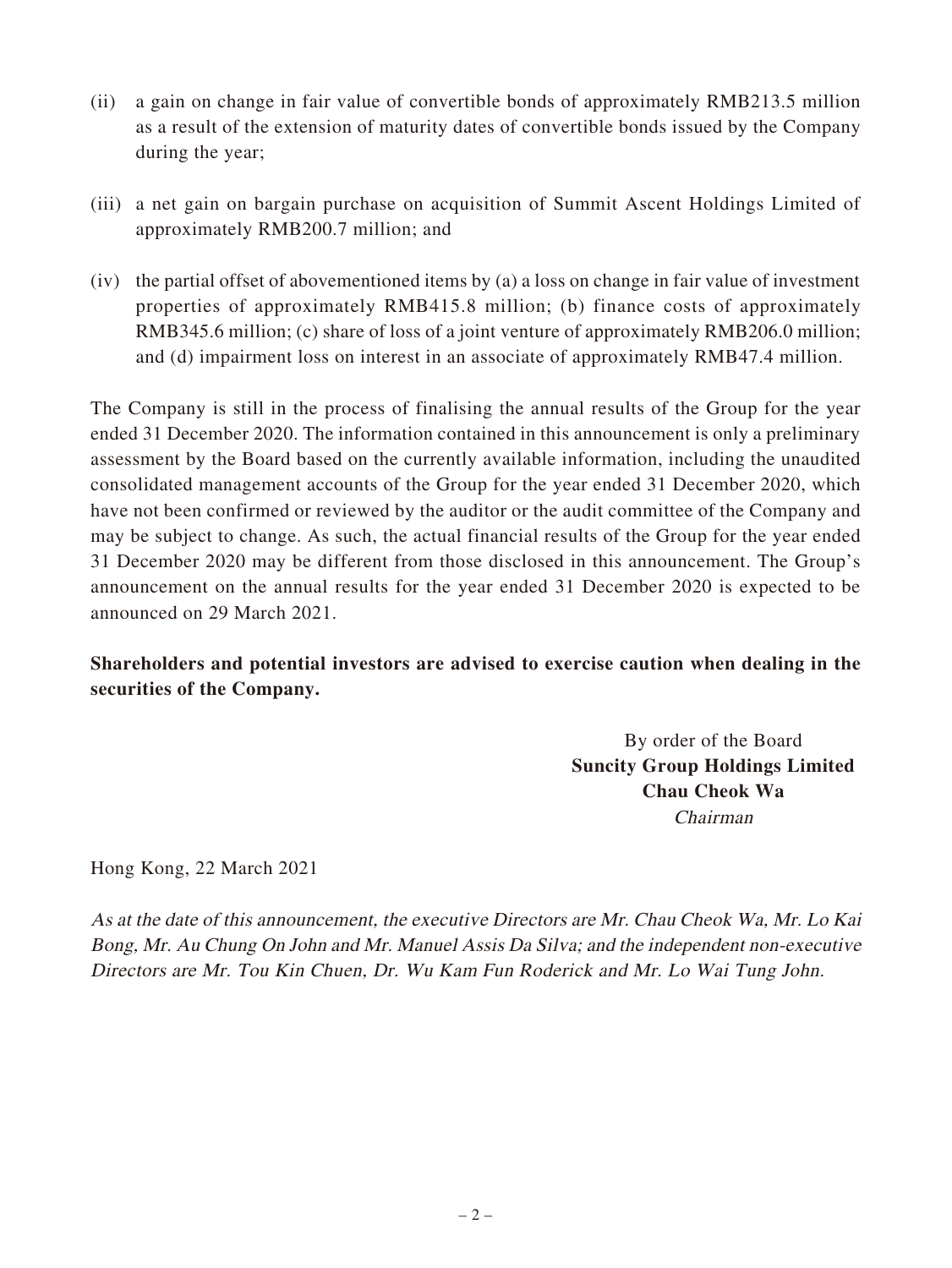(ii) a gain on change in fair value of convertible bonds of approximately RMB213.5 million as a result of the extension of maturity dates of convertible bonds issued by the Company during the year;

(iii) a net gain on bargain purchase on acquisition of Summit Ascent Holdings Limited of approximately RMB200.7 million; and

(iv) the partial offset of abovementioned items by (a) a loss on change in fair value of investment properties of approximately RMB415.8 million; (b) finance costs of approximately RMB345.6 million; (c) share of loss of a joint venture of approximately RMB206.0 million; and (d) impairment loss on interest in an associate of approximately RMB47.4 million.

The Company is still in the process of finalising the annual results of the Group for the year ended 31 December 2020. The information contained in this announcement is only a preliminary assessment by the Board based on the currently available information, including the unaudited consolidated management accounts of the Group for the year ended 31 December 2020, which have not been confirmed or reviewed by the auditor or the audit committee of the Company and may be subject to change. As such, the actual financial results of the Group for the year ended 31 December 2020 may be different from those disclosed in this announcement. The Group's announcement on the annual results for the year ended 31 December 2020 is expected to be announced on 29 March 2021.

**Shareholders and potential investors are advised to exercise caution when dealing in the securities of the Company.**

By order of the Board
**Suncity Group Holdings Limited**
**Chau Cheok Wa**
*Chairman*

Hong Kong, 22 March 2021

*As at the date of this announcement, the executive Directors are Mr. Chau Cheok Wa, Mr. Lo Kai Bong, Mr. Au Chung On John and Mr. Manuel Assis Da Silva; and the independent non-executive Directors are Mr. Tou Kin Chuen, Dr. Wu Kam Fun Roderick and Mr. Lo Wai Tung John.*